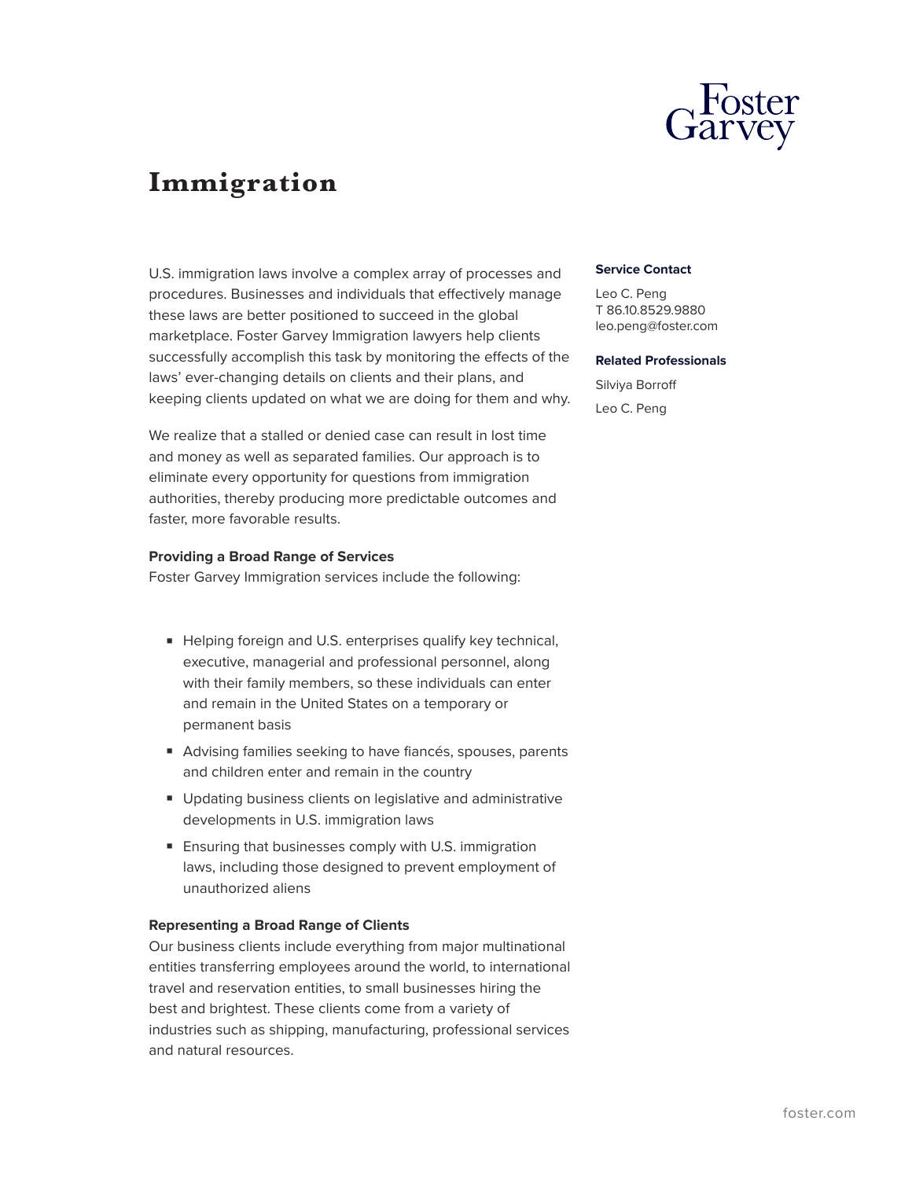# Immigration

U.S. immigration laws involve a complex array of processes and procedures. Businesses and individuals that effectively manage these laws are better positioned to succeed in the global marketplace. Foster Garvey Immigration lawyers help clients successfully accomplish this task by monitoring the effects of the laws' ever-changing details on clients and their plans, and keeping clients updated on what we are doing for them and why.

We realize that a stalled or denied case can result in lost time and money as well as separated families. Our approach is to eliminate every opportunity for questions from immigration authorities, thereby producing more predictable outcomes and faster, more favorable results.

**Providing a Broad Range of Services**
Foster Garvey Immigration services include the following:

- Helping foreign and U.S. enterprises qualify key technical, executive, managerial and professional personnel, along with their family members, so these individuals can enter and remain in the United States on a temporary or permanent basis
- Advising families seeking to have fiancés, spouses, parents and children enter and remain in the country
- Updating business clients on legislative and administrative developments in U.S. immigration laws
- Ensuring that businesses comply with U.S. immigration laws, including those designed to prevent employment of unauthorized aliens

**Representing a Broad Range of Clients**
Our business clients include everything from major multinational entities transferring employees around the world, to international travel and reservation entities, to small businesses hiring the best and brightest. These clients come from a variety of industries such as shipping, manufacturing, professional services and natural resources.

**Service Contact**

Leo C. Peng
T 86.10.8529.9880
leo.peng@foster.com

**Related Professionals**

Silviya Borroff

Leo C. Peng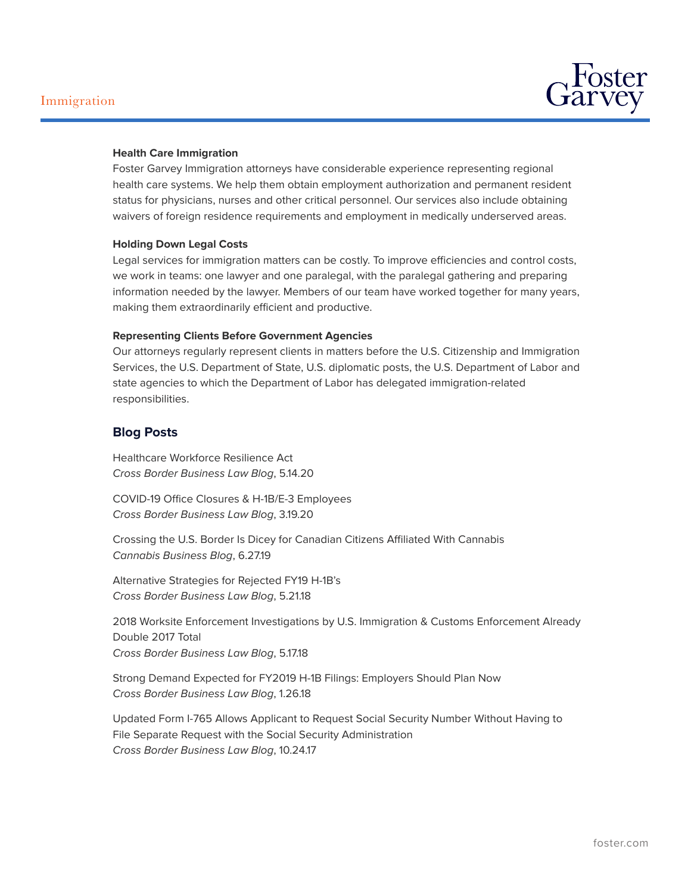**Health Care Immigration**

Foster Garvey Immigration attorneys have considerable experience representing regional health care systems. We help them obtain employment authorization and permanent resident status for physicians, nurses and other critical personnel. Our services also include obtaining waivers of foreign residence requirements and employment in medically underserved areas.

**Holding Down Legal Costs**

Legal services for immigration matters can be costly. To improve efficiencies and control costs, we work in teams: one lawyer and one paralegal, with the paralegal gathering and preparing information needed by the lawyer. Members of our team have worked together for many years, making them extraordinarily efficient and productive.

**Representing Clients Before Government Agencies**

Our attorneys regularly represent clients in matters before the U.S. Citizenship and Immigration Services, the U.S. Department of State, U.S. diplomatic posts, the U.S. Department of Labor and state agencies to which the Department of Labor has delegated immigration-related responsibilities.

## Blog Posts

Healthcare Workforce Resilience Act
*Cross Border Business Law Blog*, 5.14.20

COVID-19 Office Closures & H-1B/E-3 Employees
*Cross Border Business Law Blog*, 3.19.20

Crossing the U.S. Border Is Dicey for Canadian Citizens Affiliated With Cannabis
*Cannabis Business Blog*, 6.27.19

Alternative Strategies for Rejected FY19 H-1B's
*Cross Border Business Law Blog*, 5.21.18

2018 Worksite Enforcement Investigations by U.S. Immigration & Customs Enforcement Already Double 2017 Total
*Cross Border Business Law Blog*, 5.17.18

Strong Demand Expected for FY2019 H-1B Filings: Employers Should Plan Now
*Cross Border Business Law Blog*, 1.26.18

Updated Form I-765 Allows Applicant to Request Social Security Number Without Having to File Separate Request with the Social Security Administration
*Cross Border Business Law Blog*, 10.24.17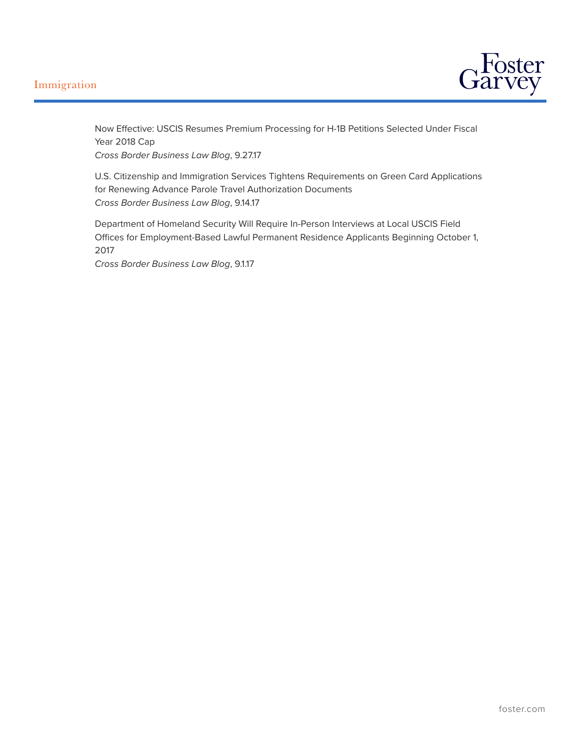Now Effective: USCIS Resumes Premium Processing for H-1B Petitions Selected Under Fiscal Year 2018 Cap
*Cross Border Business Law Blog*, 9.27.17

U.S. Citizenship and Immigration Services Tightens Requirements on Green Card Applications for Renewing Advance Parole Travel Authorization Documents
*Cross Border Business Law Blog*, 9.14.17

Department of Homeland Security Will Require In-Person Interviews at Local USCIS Field Offices for Employment-Based Lawful Permanent Residence Applicants Beginning October 1, 2017
*Cross Border Business Law Blog*, 9.1.17